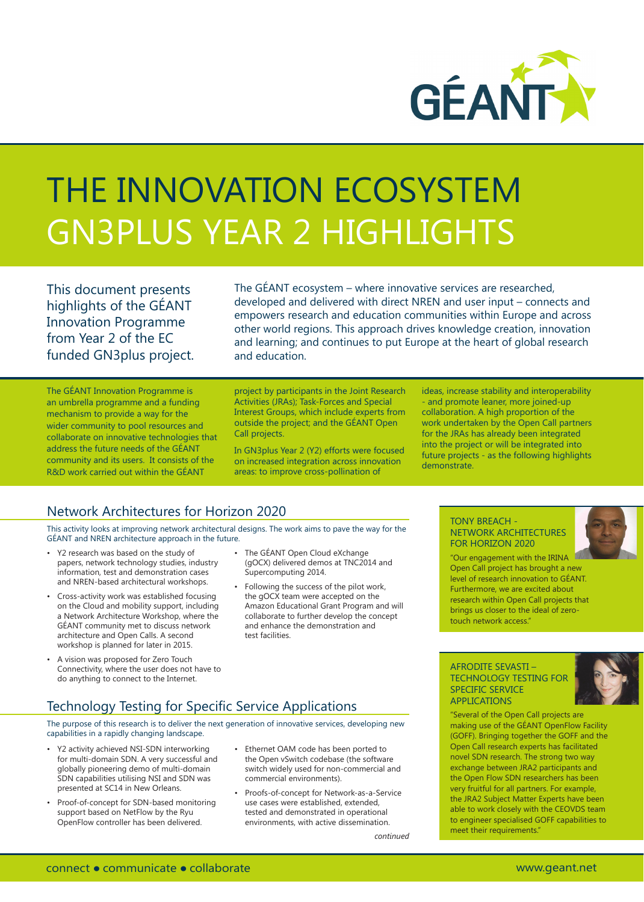# THE INNOVATION ECOSYSTEM GN3PLUS YEAR 2 HIGHLIGHTS

This document presents highlights of the GÉANT Innovation Programme from Year 2 of the EC funded GN3plus project.

The GÉANT ecosystem – where innovative services are researched, developed and delivered with direct NREN and user input – connects and empowers research and education communities within Europe and across other world regions. This approach drives knowledge creation, innovation and learning; and continues to put Europe at the heart of global research and education.

The GÉANT Innovation Programme is an umbrella programme and a funding mechanism to provide a way for the wider community to pool resources and collaborate on innovative technologies that address the future needs of the GÉANT community and its users. It consists of the R&D work carried out within the GÉANT project by participants in the Joint Research Activities (JRAs); Task-Forces and Special Interest Groups, which include experts from outside the project; and the GÉANT Open Call projects.

In GN3plus Year 2 (Y2) efforts were focused on increased integration across innovation areas: to improve cross-pollination of ideas, increase stability and interoperability - and promote leaner, more joined-up collaboration. A high proportion of the work undertaken by the Open Call partners for the JRAs has already been integrated into the project or will be integrated into future projects - as the following highlights demonstrate.

## Network Architectures for Horizon 2020

This activity looks at improving network architectural designs. The work aims to pave the way for the GÉANT and NREN architecture approach in the future.

- Y2 research was based on the study of papers, network technology studies, industry information, test and demonstration cases and NREN-based architectural workshops.
- Cross-activity work was established focusing on the Cloud and mobility support, including a Network Architecture Workshop, where the GÉANT community met to discuss network architecture and Open Calls. A second workshop is planned for later in 2015.
- A vision was proposed for Zero Touch Connectivity, where the user does not have to do anything to connect to the Internet.
- The GÉANT Open Cloud eXchange (gOCX) delivered demos at TNC2014 and Supercomputing 2014.
- Following the success of the pilot work, the gOCX team were accepted on the Amazon Educational Grant Program and will collaborate to further develop the concept and enhance the demonstration and test facilities.

### TONY BREACH - NETWORK ARCHITECTURES FOR HORIZON 2020

"Our engagement with the IRINA Open Call project has brought a new level of research innovation to GÉANT. Furthermore, we are excited about research within Open Call projects that brings us closer to the ideal of zero-touch network access."

## Technology Testing for Specific Service Applications

The purpose of this research is to deliver the next generation of innovative services, developing new capabilities in a rapidly changing landscape.

- Y2 activity achieved NSI-SDN interworking for multi-domain SDN. A very successful and globally pioneering demo of multi-domain SDN capabilities utilising NSI and SDN was presented at SC14 in New Orleans.
- Proof-of-concept for SDN-based monitoring support based on NetFlow by the Ryu OpenFlow controller has been delivered.
- Ethernet OAM code has been ported to the Open vSwitch codebase (the software switch widely used for non-commercial and commercial environments).
- Proofs-of-concept for Network-as-a-Service use cases were established, extended, tested and demonstrated in operational environments, with active dissemination.

*continued*

### AFRODITE SEVASTI – TECHNOLOGY TESTING FOR SPECIFIC SERVICE APPLICATIONS

"Several of the Open Call projects are making use of the GÉANT OpenFlow Facility (GOFF). Bringing together the GOFF and the Open Call research experts has facilitated novel SDN research. The strong two way exchange between JRA2 participants and the Open Flow SDN researchers has been very fruitful for all partners. For example, the JRA2 Subject Matter Experts have been able to work closely with the CEOVDS team to engineer specialised GOFF capabilities to meet their requirements."

connect • communicate • collaborate

www.geant.net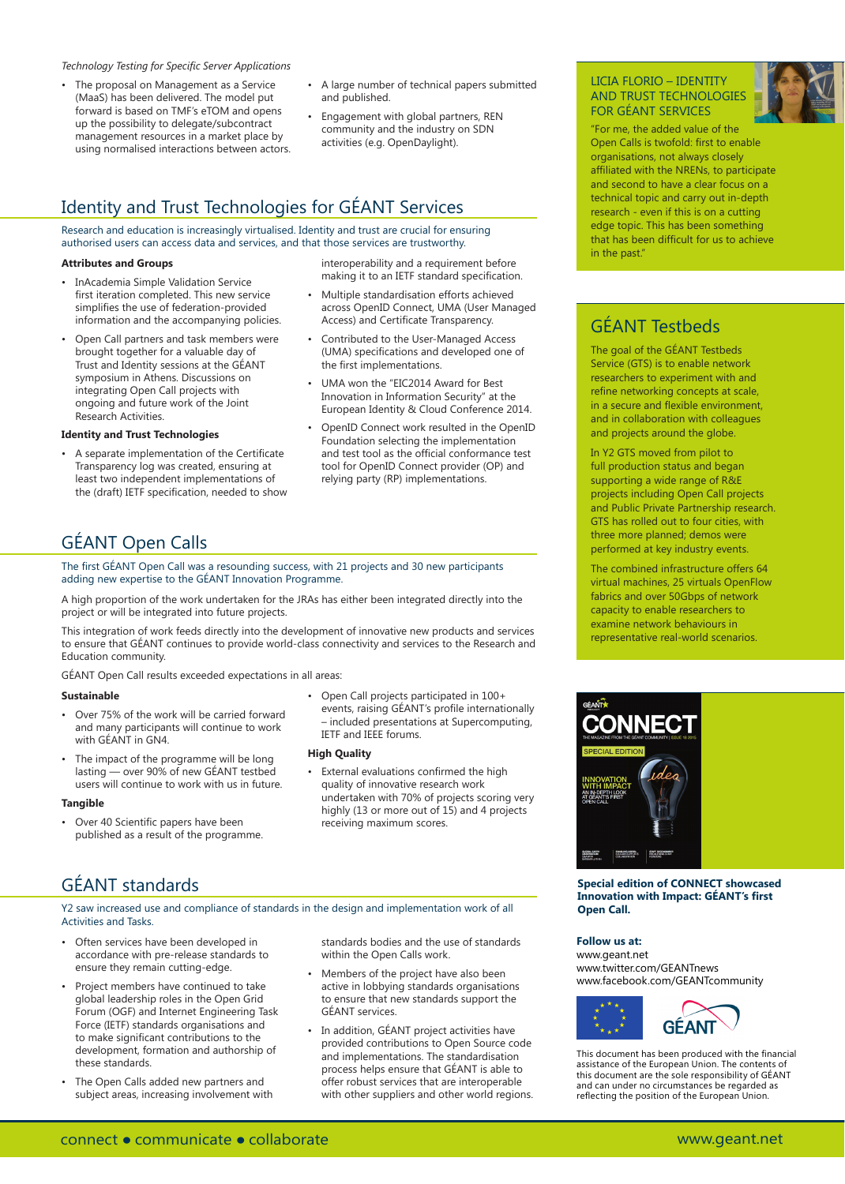*Technology Testing for Specific Server Applications*

- The proposal on Management as a Service (MaaS) has been delivered. The model put forward is based on TMF's eTOM and opens up the possibility to delegate/subcontract management resources in a market place by using normalised interactions between actors.
- A large number of technical papers submitted and published.
- Engagement with global partners, REN community and the industry on SDN activities (e.g. OpenDaylight).

## Identity and Trust Technologies for GÉANT Services

Research and education is increasingly virtualised. Identity and trust are crucial for ensuring authorised users can access data and services, and that those services are trustworthy.

**Attributes and Groups**

- InAcademia Simple Validation Service first iteration completed. This new service simplifies the use of federation-provided information and the accompanying policies.
- Open Call partners and task members were brought together for a valuable day of Trust and Identity sessions at the GÉANT symposium in Athens. Discussions on integrating Open Call projects with ongoing and future work of the Joint Research Activities.

**Identity and Trust Technologies**

- A separate implementation of the Certificate Transparency log was created, ensuring at least two independent implementations of the (draft) IETF specification, needed to show interoperability and a requirement before making it to an IETF standard specification.
- Multiple standardisation efforts achieved across OpenID Connect, UMA (User Managed Access) and Certificate Transparency.
- Contributed to the User-Managed Access (UMA) specifications and developed one of the first implementations.
- UMA won the "EIC2014 Award for Best Innovation in Information Security" at the European Identity & Cloud Conference 2014.
- OpenID Connect work resulted in the OpenID Foundation selecting the implementation and test tool as the official conformance test tool for OpenID Connect provider (OP) and relying party (RP) implementations.

## GÉANT Open Calls

The first GÉANT Open Call was a resounding success, with 21 projects and 30 new participants adding new expertise to the GÉANT Innovation Programme.

A high proportion of the work undertaken for the JRAs has either been integrated directly into the project or will be integrated into future projects.

This integration of work feeds directly into the development of innovative new products and services to ensure that GÉANT continues to provide world-class connectivity and services to the Research and Education community.

GÉANT Open Call results exceeded expectations in all areas:

**Sustainable**

- Over 75% of the work will be carried forward and many participants will continue to work with GÉANT in GN4.
- The impact of the programme will be long lasting — over 90% of new GÉANT testbed users will continue to work with us in future.

**Tangible**

- Over 40 Scientific papers have been published as a result of the programme.
- Open Call projects participated in 100+ events, raising GÉANT's profile internationally – included presentations at Supercomputing, IETF and IEEE forums.

**High Quality**

- External evaluations confirmed the high quality of innovative research work undertaken with 70% of projects scoring very highly (13 or more out of 15) and 4 projects receiving maximum scores.

## GÉANT standards

Y2 saw increased use and compliance of standards in the design and implementation work of all Activities and Tasks.

- Often services have been developed in accordance with pre-release standards to ensure they remain cutting-edge.
- Project members have continued to take global leadership roles in the Open Grid Forum (OGF) and Internet Engineering Task Force (IETF) standards organisations and to make significant contributions to the development, formation and authorship of these standards.
- The Open Calls added new partners and subject areas, increasing involvement with standards bodies and the use of standards within the Open Calls work.
- Members of the project have also been active in lobbying standards organisations to ensure that new standards support the GÉANT services.
- In addition, GÉANT project activities have provided contributions to Open Source code and implementations. The standardisation process helps ensure that GÉANT is able to offer robust services that are interoperable with other suppliers and other world regions.

### LICIA FLORIO – IDENTITY AND TRUST TECHNOLOGIES FOR GÉANT SERVICES

"For me, the added value of the Open Calls is twofold: first to enable organisations, not always closely affiliated with the NRENs, to participate and second to have a clear focus on a technical topic and carry out in-depth research - even if this is on a cutting edge topic. This has been something that has been difficult for us to achieve in the past."

## GÉANT Testbeds

The goal of the GÉANT Testbeds Service (GTS) is to enable network researchers to experiment with and refine networking concepts at scale, in a secure and flexible environment, and in collaboration with colleagues and projects around the globe.

In Y2 GTS moved from pilot to full production status and began supporting a wide range of R&E projects including Open Call projects and Public Private Partnership research. GTS has rolled out to four cities, with three more planned; demos were performed at key industry events.

The combined infrastructure offers 64 virtual machines, 25 virtuals OpenFlow fabrics and over 50Gbps of network capacity to enable researchers to examine network behaviours in representative real-world scenarios.

**Special edition of CONNECT showcased Innovation with Impact: GÉANT's first Open Call.**

**Follow us at:**
www.geant.net
www.twitter.com/GEANTnews
www.facebook.com/GEANTcommunity

This document has been produced with the financial assistance of the European Union. The contents of this document are the sole responsibility of GÉANT and can under no circumstances be regarded as reflecting the position of the European Union.

connect • communicate • collaborate www.geant.net